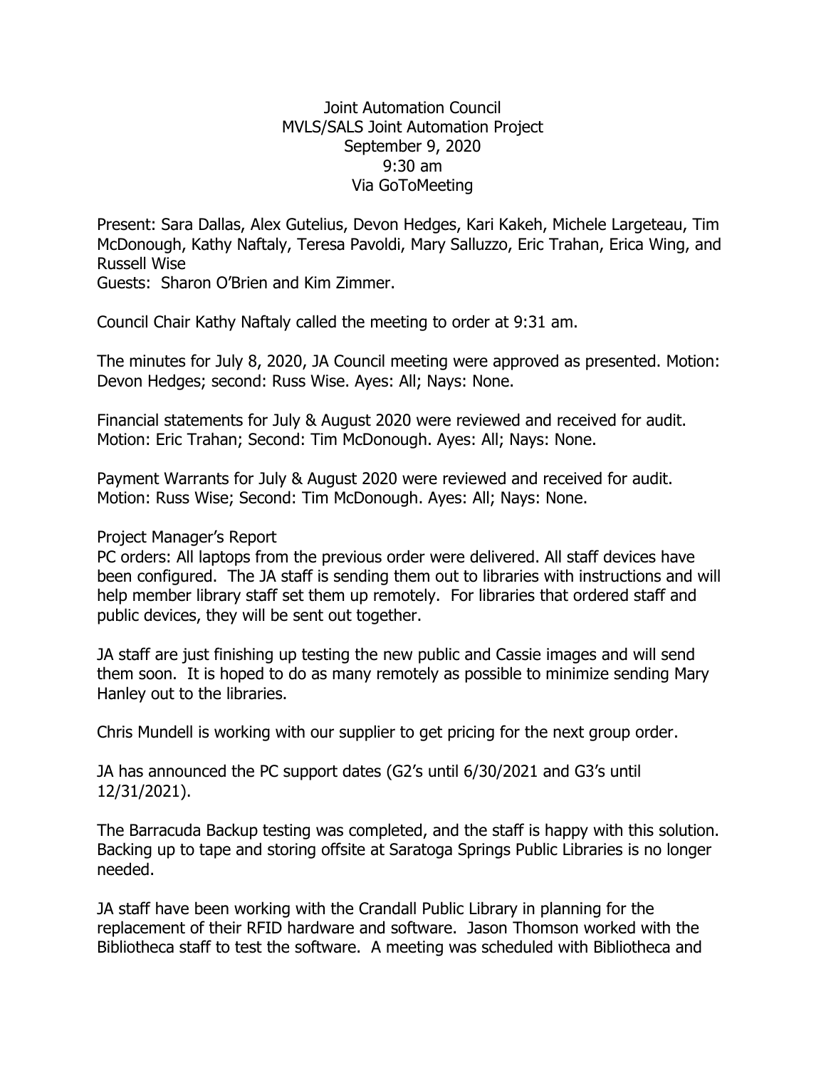# Joint Automation Council
## MVLS/SALS Joint Automation Project
### September 9, 2020
### 9:30 am
### Via GoToMeeting

Present: Sara Dallas, Alex Gutelius, Devon Hedges, Kari Kakeh, Michele Largeteau, Tim McDonough, Kathy Naftaly, Teresa Pavoldi, Mary Salluzzo, Eric Trahan, Erica Wing, and Russell Wise
Guests: Sharon O'Brien and Kim Zimmer.

Council Chair Kathy Naftaly called the meeting to order at 9:31 am.

The minutes for July 8, 2020, JA Council meeting were approved as presented. Motion: Devon Hedges; second: Russ Wise. Ayes: All; Nays: None.

Financial statements for July & August 2020 were reviewed and received for audit. Motion: Eric Trahan; Second: Tim McDonough. Ayes: All; Nays: None.

Payment Warrants for July & August 2020 were reviewed and received for audit. Motion: Russ Wise; Second: Tim McDonough. Ayes: All; Nays: None.

Project Manager's Report

PC orders: All laptops from the previous order were delivered. All staff devices have been configured. The JA staff is sending them out to libraries with instructions and will help member library staff set them up remotely. For libraries that ordered staff and public devices, they will be sent out together.

JA staff are just finishing up testing the new public and Cassie images and will send them soon. It is hoped to do as many remotely as possible to minimize sending Mary Hanley out to the libraries.

Chris Mundell is working with our supplier to get pricing for the next group order.

JA has announced the PC support dates (G2's until 6/30/2021 and G3's until 12/31/2021).

The Barracuda Backup testing was completed, and the staff is happy with this solution. Backing up to tape and storing offsite at Saratoga Springs Public Libraries is no longer needed.

JA staff have been working with the Crandall Public Library in planning for the replacement of their RFID hardware and software. Jason Thomson worked with the Bibliotheca staff to test the software. A meeting was scheduled with Bibliotheca and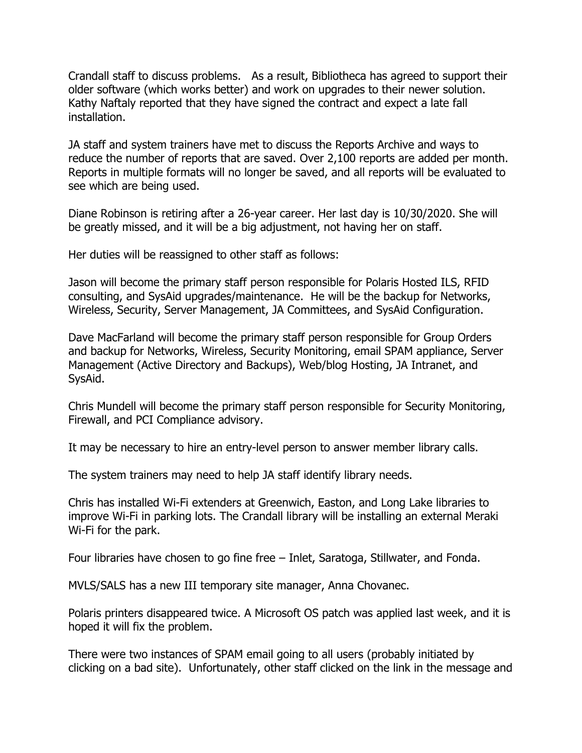Crandall staff to discuss problems. As a result, Bibliotheca has agreed to support their older software (which works better) and work on upgrades to their newer solution. Kathy Naftaly reported that they have signed the contract and expect a late fall installation.

JA staff and system trainers have met to discuss the Reports Archive and ways to reduce the number of reports that are saved. Over 2,100 reports are added per month. Reports in multiple formats will no longer be saved, and all reports will be evaluated to see which are being used.

Diane Robinson is retiring after a 26-year career. Her last day is 10/30/2020. She will be greatly missed, and it will be a big adjustment, not having her on staff.

Her duties will be reassigned to other staff as follows:

Jason will become the primary staff person responsible for Polaris Hosted ILS, RFID consulting, and SysAid upgrades/maintenance. He will be the backup for Networks, Wireless, Security, Server Management, JA Committees, and SysAid Configuration.

Dave MacFarland will become the primary staff person responsible for Group Orders and backup for Networks, Wireless, Security Monitoring, email SPAM appliance, Server Management (Active Directory and Backups), Web/blog Hosting, JA Intranet, and SysAid.

Chris Mundell will become the primary staff person responsible for Security Monitoring, Firewall, and PCI Compliance advisory.

It may be necessary to hire an entry-level person to answer member library calls.

The system trainers may need to help JA staff identify library needs.

Chris has installed Wi-Fi extenders at Greenwich, Easton, and Long Lake libraries to improve Wi-Fi in parking lots. The Crandall library will be installing an external Meraki Wi-Fi for the park.

Four libraries have chosen to go fine free – Inlet, Saratoga, Stillwater, and Fonda.

MVLS/SALS has a new III temporary site manager, Anna Chovanec.

Polaris printers disappeared twice. A Microsoft OS patch was applied last week, and it is hoped it will fix the problem.

There were two instances of SPAM email going to all users (probably initiated by clicking on a bad site). Unfortunately, other staff clicked on the link in the message and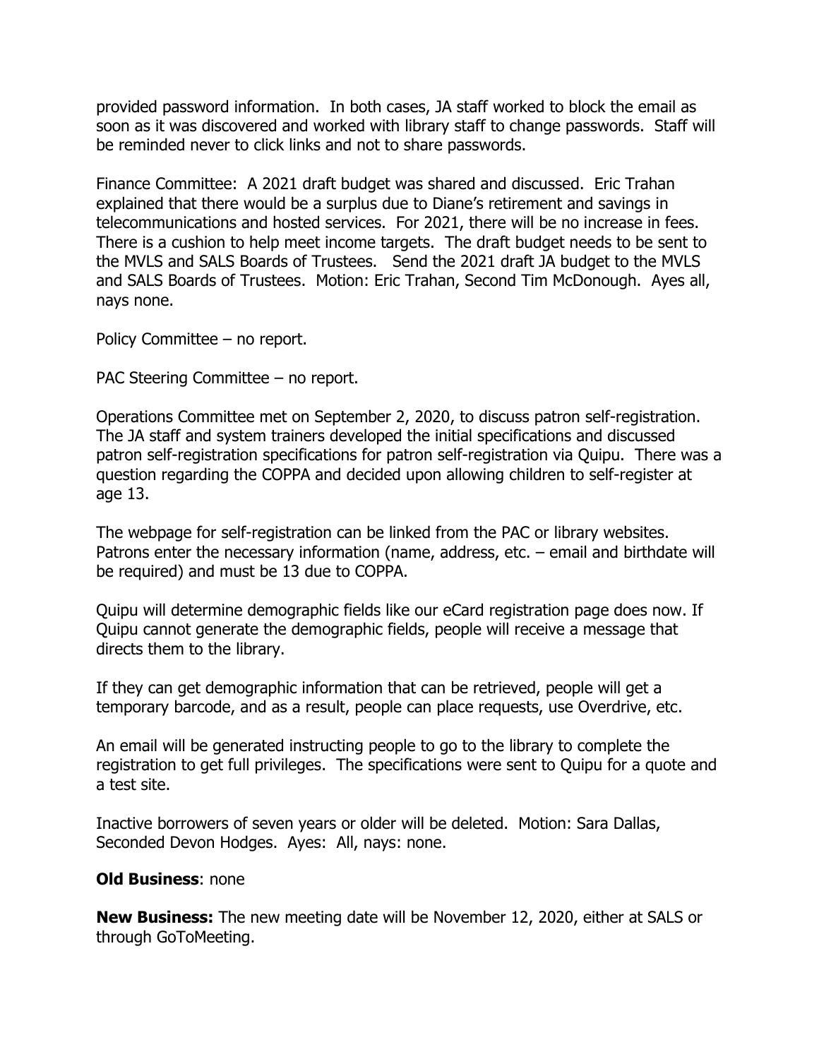provided password information. In both cases, JA staff worked to block the email as soon as it was discovered and worked with library staff to change passwords. Staff will be reminded never to click links and not to share passwords.

Finance Committee: A 2021 draft budget was shared and discussed. Eric Trahan explained that there would be a surplus due to Diane's retirement and savings in telecommunications and hosted services. For 2021, there will be no increase in fees. There is a cushion to help meet income targets. The draft budget needs to be sent to the MVLS and SALS Boards of Trustees. Send the 2021 draft JA budget to the MVLS and SALS Boards of Trustees. Motion: Eric Trahan, Second Tim McDonough. Ayes all, nays none.

Policy Committee – no report.

PAC Steering Committee – no report.

Operations Committee met on September 2, 2020, to discuss patron self-registration. The JA staff and system trainers developed the initial specifications and discussed patron self-registration specifications for patron self-registration via Quipu. There was a question regarding the COPPA and decided upon allowing children to self-register at age 13.

The webpage for self-registration can be linked from the PAC or library websites. Patrons enter the necessary information (name, address, etc. – email and birthdate will be required) and must be 13 due to COPPA.

Quipu will determine demographic fields like our eCard registration page does now. If Quipu cannot generate the demographic fields, people will receive a message that directs them to the library.

If they can get demographic information that can be retrieved, people will get a temporary barcode, and as a result, people can place requests, use Overdrive, etc.

An email will be generated instructing people to go to the library to complete the registration to get full privileges. The specifications were sent to Quipu for a quote and a test site.

Inactive borrowers of seven years or older will be deleted. Motion: Sara Dallas, Seconded Devon Hodges. Ayes: All, nays: none.

**Old Business**: none

**New Business:** The new meeting date will be November 12, 2020, either at SALS or through GoToMeeting.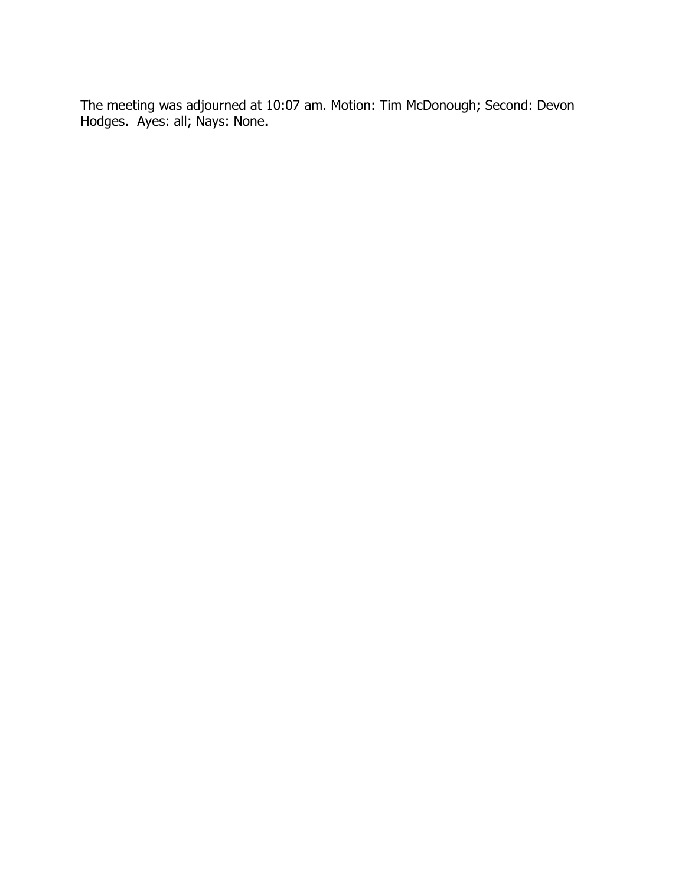The meeting was adjourned at 10:07 am. Motion: Tim McDonough; Second: Devon Hodges. Ayes: all; Nays: None.